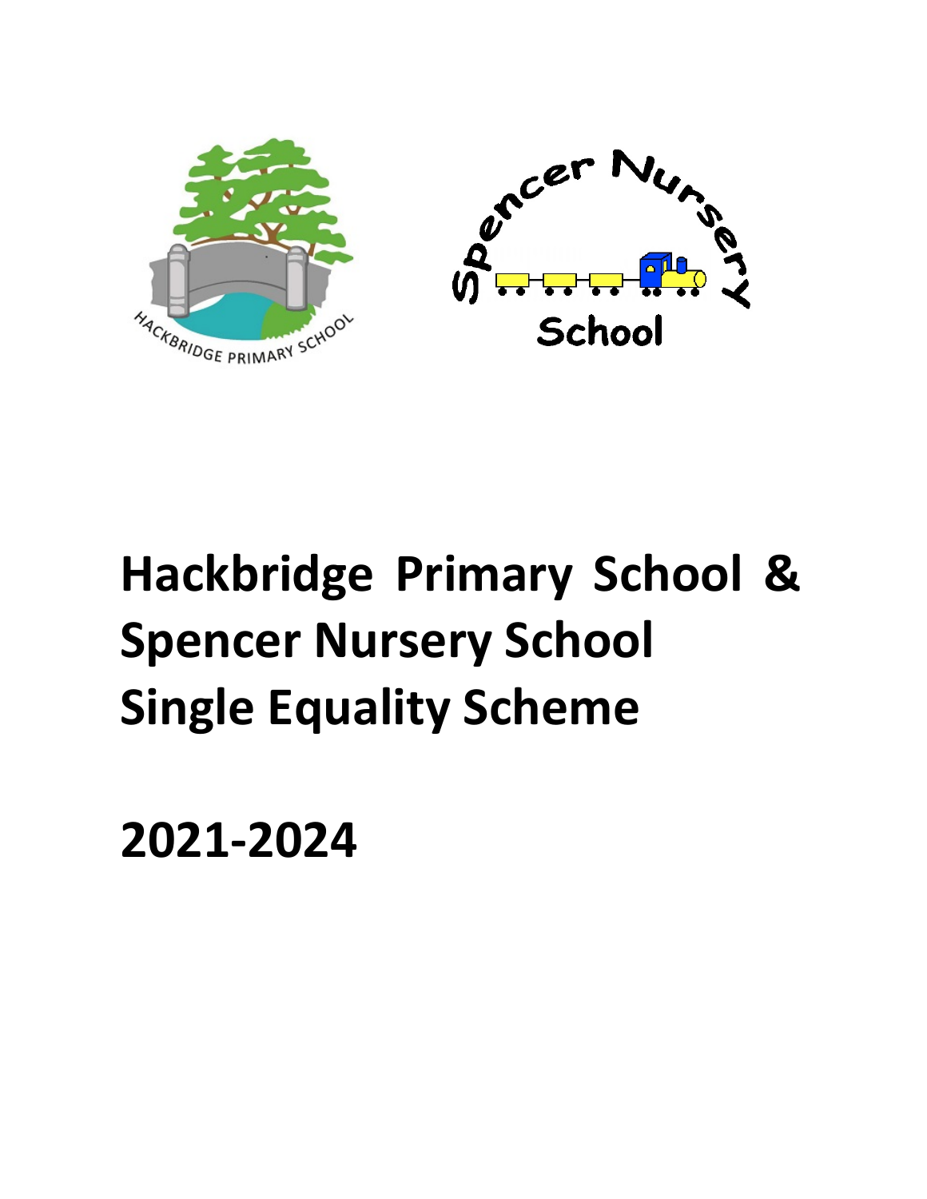# Hackbridge Primary School & Spencer Nursery School Single Equality Scheme

# 2021-2024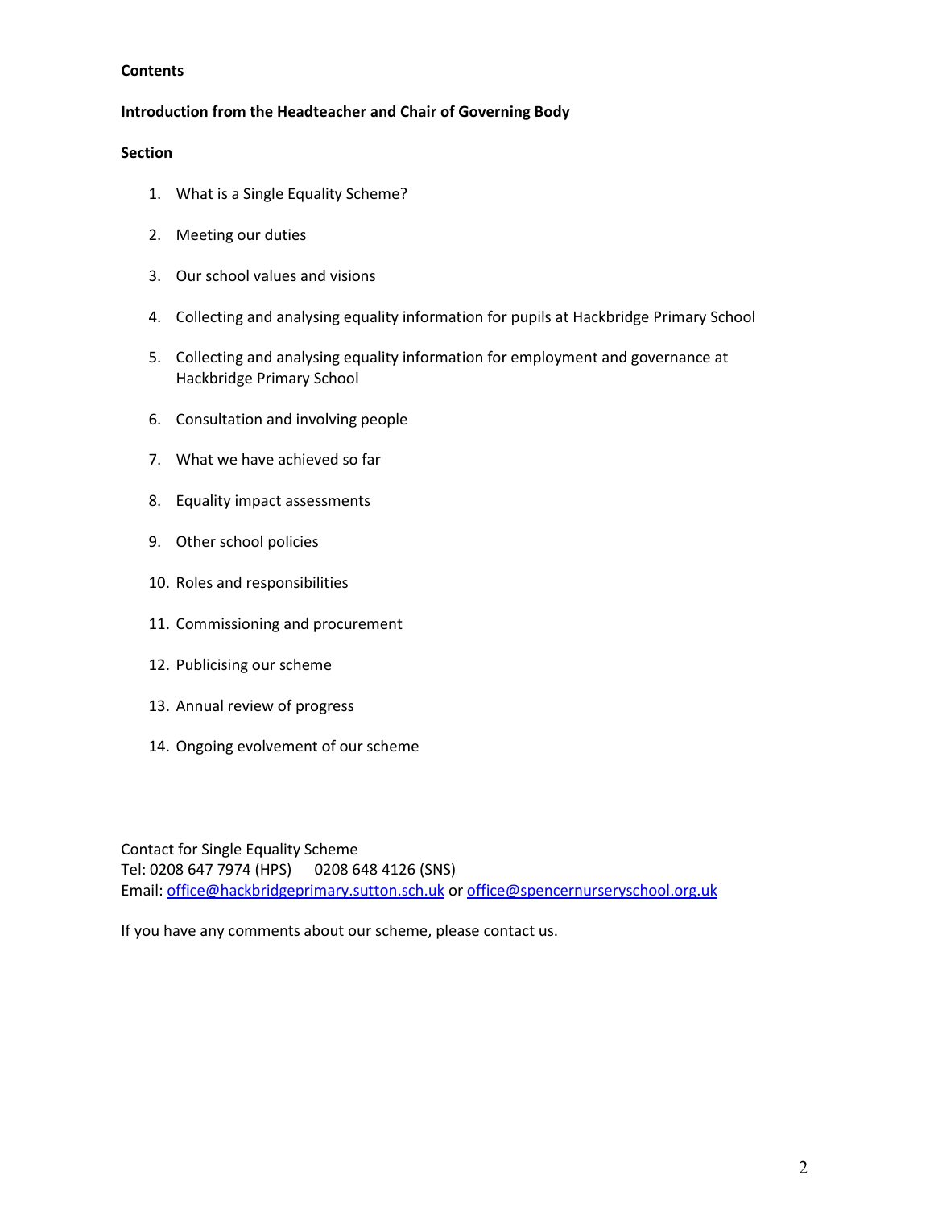**Contents**

**Introduction from the Headteacher and Chair of Governing Body**

**Section**

1. What is a Single Equality Scheme?
2. Meeting our duties
3. Our school values and visions
4. Collecting and analysing equality information for pupils at Hackbridge Primary School
5. Collecting and analysing equality information for employment and governance at Hackbridge Primary School
6. Consultation and involving people
7. What we have achieved so far
8. Equality impact assessments
9. Other school policies
10. Roles and responsibilities
11. Commissioning and procurement
12. Publicising our scheme
13. Annual review of progress
14. Ongoing evolvement of our scheme

Contact for Single Equality Scheme
Tel: 0208 647 7974 (HPS) 0208 648 4126 (SNS)
Email: office@hackbridgeprimary.sutton.sch.uk or office@spencernurseryschool.org.uk

If you have any comments about our scheme, please contact us.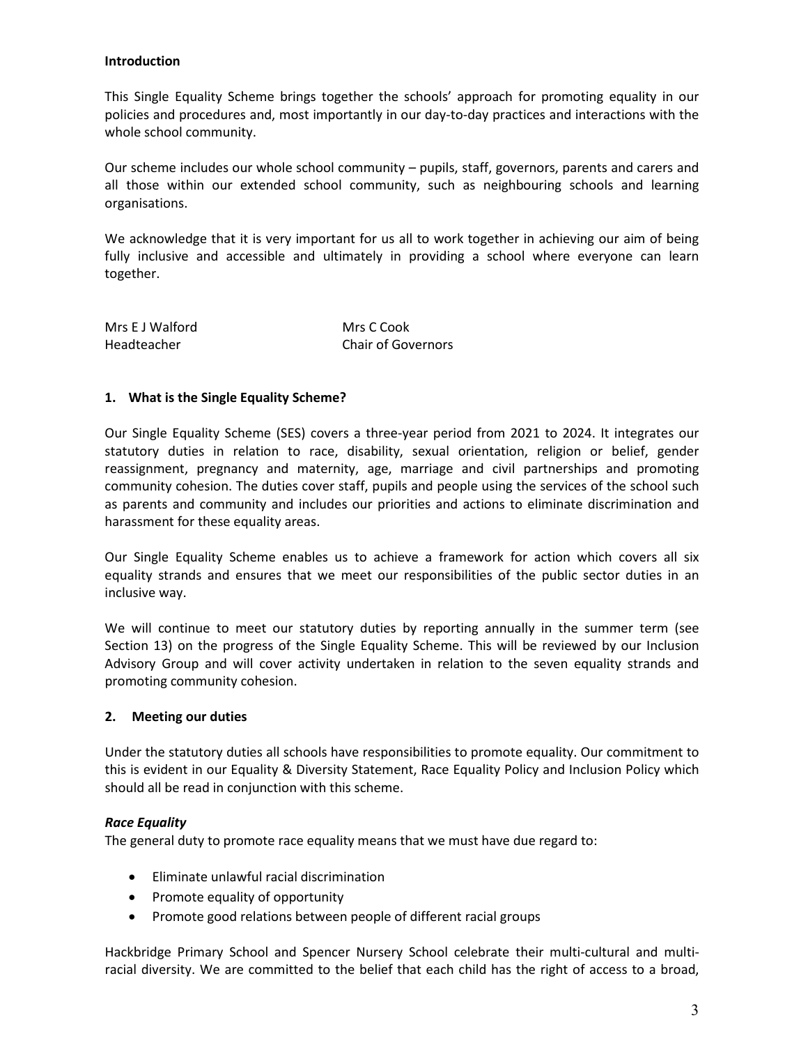**Introduction**

This Single Equality Scheme brings together the schools' approach for promoting equality in our policies and procedures and, most importantly in our day-to-day practices and interactions with the whole school community.

Our scheme includes our whole school community – pupils, staff, governors, parents and carers and all those within our extended school community, such as neighbouring schools and learning organisations.

We acknowledge that it is very important for us all to work together in achieving our aim of being fully inclusive and accessible and ultimately in providing a school where everyone can learn together.

Mrs E J Walford
Headteacher

Mrs C Cook
Chair of Governors

## 1. What is the Single Equality Scheme?

Our Single Equality Scheme (SES) covers a three-year period from 2021 to 2024. It integrates our statutory duties in relation to race, disability, sexual orientation, religion or belief, gender reassignment, pregnancy and maternity, age, marriage and civil partnerships and promoting community cohesion. The duties cover staff, pupils and people using the services of the school such as parents and community and includes our priorities and actions to eliminate discrimination and harassment for these equality areas.

Our Single Equality Scheme enables us to achieve a framework for action which covers all six equality strands and ensures that we meet our responsibilities of the public sector duties in an inclusive way.

We will continue to meet our statutory duties by reporting annually in the summer term (see Section 13) on the progress of the Single Equality Scheme. This will be reviewed by our Inclusion Advisory Group and will cover activity undertaken in relation to the seven equality strands and promoting community cohesion.

## 2. Meeting our duties

Under the statutory duties all schools have responsibilities to promote equality. Our commitment to this is evident in our Equality & Diversity Statement, Race Equality Policy and Inclusion Policy which should all be read in conjunction with this scheme.

***Race Equality***

The general duty to promote race equality means that we must have due regard to:

- Eliminate unlawful racial discrimination
- Promote equality of opportunity
- Promote good relations between people of different racial groups

Hackbridge Primary School and Spencer Nursery School celebrate their multi-cultural and multi-racial diversity. We are committed to the belief that each child has the right of access to a broad,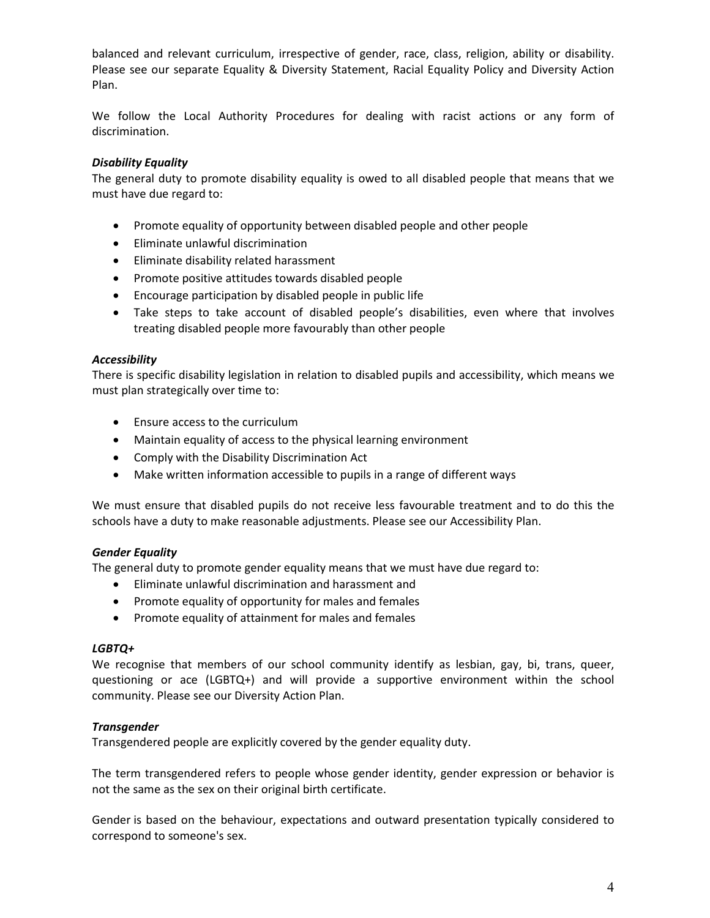balanced and relevant curriculum, irrespective of gender, race, class, religion, ability or disability. Please see our separate Equality & Diversity Statement, Racial Equality Policy and Diversity Action Plan.

We follow the Local Authority Procedures for dealing with racist actions or any form of discrimination.

***Disability Equality***

The general duty to promote disability equality is owed to all disabled people that means that we must have due regard to:

- Promote equality of opportunity between disabled people and other people
- Eliminate unlawful discrimination
- Eliminate disability related harassment
- Promote positive attitudes towards disabled people
- Encourage participation by disabled people in public life
- Take steps to take account of disabled people's disabilities, even where that involves treating disabled people more favourably than other people

***Accessibility***

There is specific disability legislation in relation to disabled pupils and accessibility, which means we must plan strategically over time to:

- Ensure access to the curriculum
- Maintain equality of access to the physical learning environment
- Comply with the Disability Discrimination Act
- Make written information accessible to pupils in a range of different ways

We must ensure that disabled pupils do not receive less favourable treatment and to do this the schools have a duty to make reasonable adjustments. Please see our Accessibility Plan.

***Gender Equality***

The general duty to promote gender equality means that we must have due regard to:

- Eliminate unlawful discrimination and harassment and
- Promote equality of opportunity for males and females
- Promote equality of attainment for males and females

***LGBTQ+***

We recognise that members of our school community identify as lesbian, gay, bi, trans, queer, questioning or ace (LGBTQ+) and will provide a supportive environment within the school community. Please see our Diversity Action Plan.

***Transgender***

Transgendered people are explicitly covered by the gender equality duty.

The term transgendered refers to people whose gender identity, gender expression or behavior is not the same as the sex on their original birth certificate.

Gender is based on the behaviour, expectations and outward presentation typically considered to correspond to someone's sex.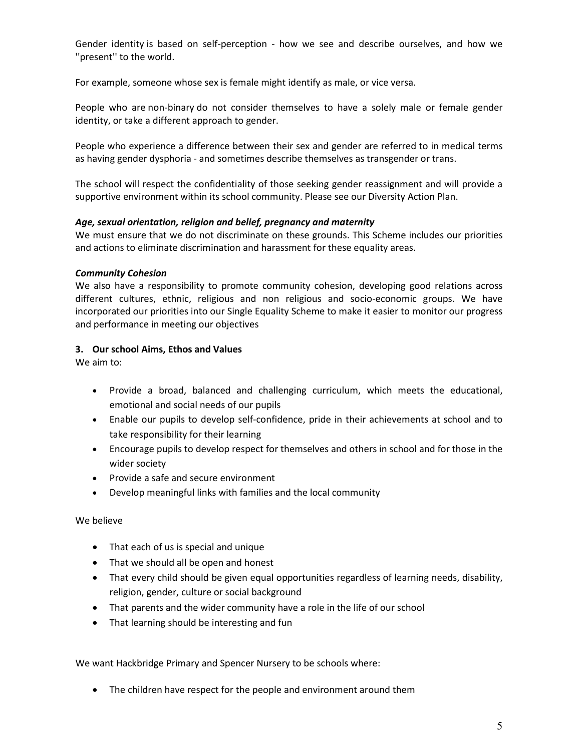Gender identity is based on self-perception - how we see and describe ourselves, and how we ''present'' to the world.

For example, someone whose sex is female might identify as male, or vice versa.

People who are non-binary do not consider themselves to have a solely male or female gender identity, or take a different approach to gender.

People who experience a difference between their sex and gender are referred to in medical terms as having gender dysphoria - and sometimes describe themselves as transgender or trans.

The school will respect the confidentiality of those seeking gender reassignment and will provide a supportive environment within its school community. Please see our Diversity Action Plan.

***Age, sexual orientation, religion and belief, pregnancy and maternity***

We must ensure that we do not discriminate on these grounds. This Scheme includes our priorities and actions to eliminate discrimination and harassment for these equality areas.

***Community Cohesion***

We also have a responsibility to promote community cohesion, developing good relations across different cultures, ethnic, religious and non religious and socio-economic groups. We have incorporated our priorities into our Single Equality Scheme to make it easier to monitor our progress and performance in meeting our objectives

**3. Our school Aims, Ethos and Values**

We aim to:

- Provide a broad, balanced and challenging curriculum, which meets the educational, emotional and social needs of our pupils
- Enable our pupils to develop self-confidence, pride in their achievements at school and to take responsibility for their learning
- Encourage pupils to develop respect for themselves and others in school and for those in the wider society
- Provide a safe and secure environment
- Develop meaningful links with families and the local community

We believe

- That each of us is special and unique
- That we should all be open and honest
- That every child should be given equal opportunities regardless of learning needs, disability, religion, gender, culture or social background
- That parents and the wider community have a role in the life of our school
- That learning should be interesting and fun

We want Hackbridge Primary and Spencer Nursery to be schools where:

- The children have respect for the people and environment around them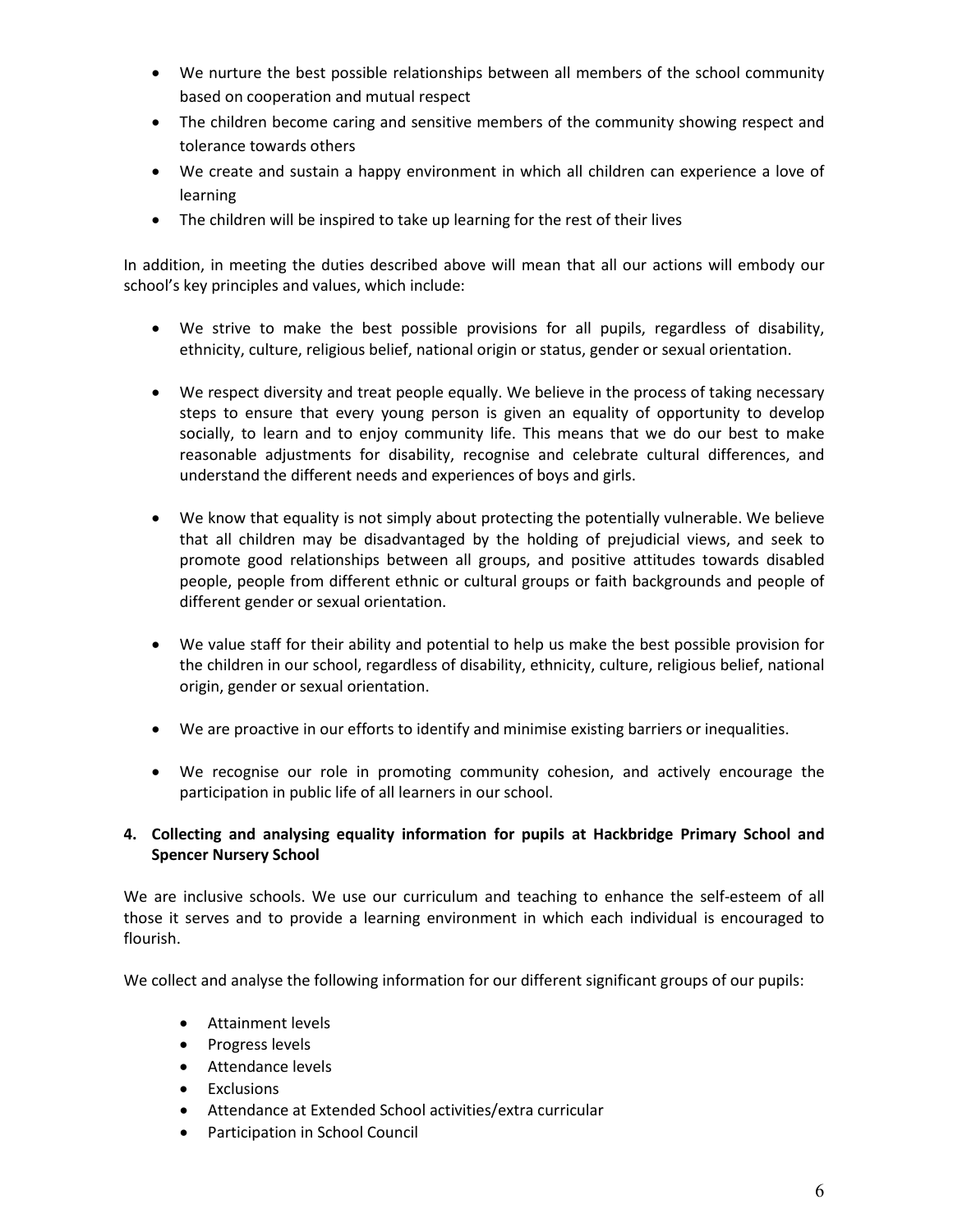- We nurture the best possible relationships between all members of the school community based on cooperation and mutual respect
- The children become caring and sensitive members of the community showing respect and tolerance towards others
- We create and sustain a happy environment in which all children can experience a love of learning
- The children will be inspired to take up learning for the rest of their lives

In addition, in meeting the duties described above will mean that all our actions will embody our school's key principles and values, which include:

- We strive to make the best possible provisions for all pupils, regardless of disability, ethnicity, culture, religious belief, national origin or status, gender or sexual orientation.

- We respect diversity and treat people equally. We believe in the process of taking necessary steps to ensure that every young person is given an equality of opportunity to develop socially, to learn and to enjoy community life. This means that we do our best to make reasonable adjustments for disability, recognise and celebrate cultural differences, and understand the different needs and experiences of boys and girls.

- We know that equality is not simply about protecting the potentially vulnerable. We believe that all children may be disadvantaged by the holding of prejudicial views, and seek to promote good relationships between all groups, and positive attitudes towards disabled people, people from different ethnic or cultural groups or faith backgrounds and people of different gender or sexual orientation.

- We value staff for their ability and potential to help us make the best possible provision for the children in our school, regardless of disability, ethnicity, culture, religious belief, national origin, gender or sexual orientation.

- We are proactive in our efforts to identify and minimise existing barriers or inequalities.

- We recognise our role in promoting community cohesion, and actively encourage the participation in public life of all learners in our school.

## 4. Collecting and analysing equality information for pupils at Hackbridge Primary School and Spencer Nursery School

We are inclusive schools. We use our curriculum and teaching to enhance the self-esteem of all those it serves and to provide a learning environment in which each individual is encouraged to flourish.

We collect and analyse the following information for our different significant groups of our pupils:

- Attainment levels
- Progress levels
- Attendance levels
- Exclusions
- Attendance at Extended School activities/extra curricular
- Participation in School Council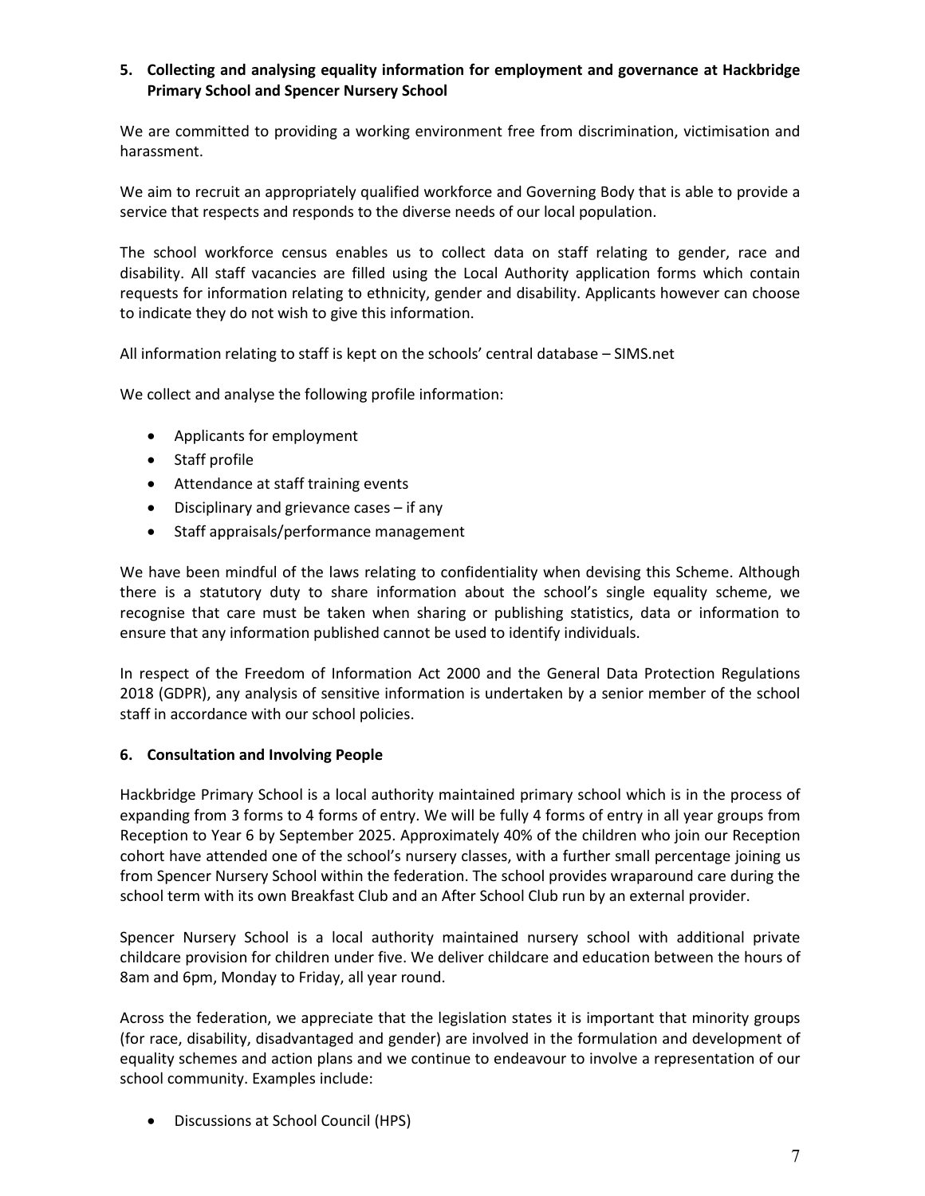## 5. Collecting and analysing equality information for employment and governance at Hackbridge Primary School and Spencer Nursery School

We are committed to providing a working environment free from discrimination, victimisation and harassment.

We aim to recruit an appropriately qualified workforce and Governing Body that is able to provide a service that respects and responds to the diverse needs of our local population.

The school workforce census enables us to collect data on staff relating to gender, race and disability. All staff vacancies are filled using the Local Authority application forms which contain requests for information relating to ethnicity, gender and disability. Applicants however can choose to indicate they do not wish to give this information.

All information relating to staff is kept on the schools' central database – SIMS.net

We collect and analyse the following profile information:

- Applicants for employment
- Staff profile
- Attendance at staff training events
- Disciplinary and grievance cases – if any
- Staff appraisals/performance management

We have been mindful of the laws relating to confidentiality when devising this Scheme. Although there is a statutory duty to share information about the school's single equality scheme, we recognise that care must be taken when sharing or publishing statistics, data or information to ensure that any information published cannot be used to identify individuals.

In respect of the Freedom of Information Act 2000 and the General Data Protection Regulations 2018 (GDPR), any analysis of sensitive information is undertaken by a senior member of the school staff in accordance with our school policies.

## 6. Consultation and Involving People

Hackbridge Primary School is a local authority maintained primary school which is in the process of expanding from 3 forms to 4 forms of entry. We will be fully 4 forms of entry in all year groups from Reception to Year 6 by September 2025. Approximately 40% of the children who join our Reception cohort have attended one of the school's nursery classes, with a further small percentage joining us from Spencer Nursery School within the federation. The school provides wraparound care during the school term with its own Breakfast Club and an After School Club run by an external provider.

Spencer Nursery School is a local authority maintained nursery school with additional private childcare provision for children under five. We deliver childcare and education between the hours of 8am and 6pm, Monday to Friday, all year round.

Across the federation, we appreciate that the legislation states it is important that minority groups (for race, disability, disadvantaged and gender) are involved in the formulation and development of equality schemes and action plans and we continue to endeavour to involve a representation of our school community. Examples include:

- Discussions at School Council (HPS)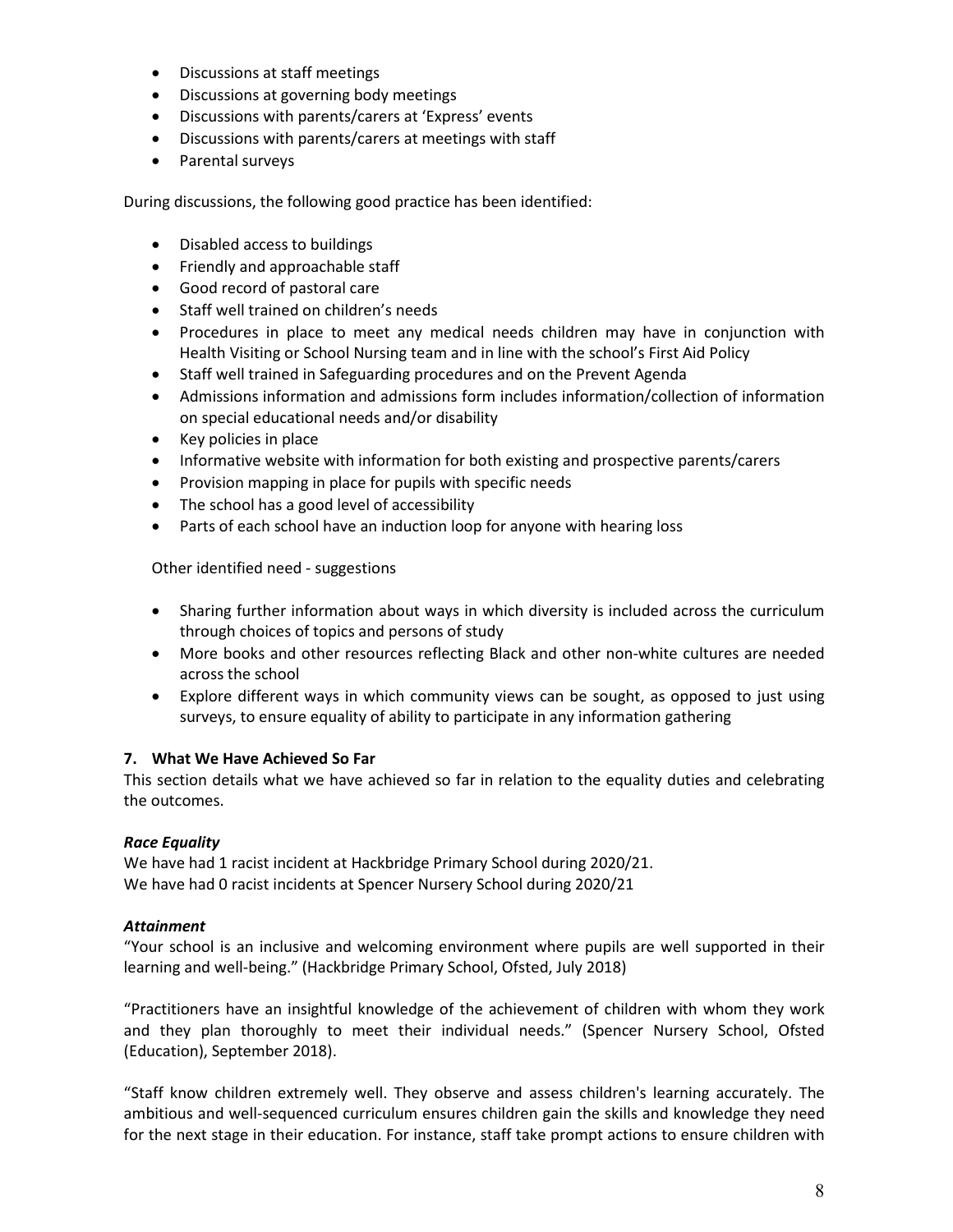- Discussions at staff meetings
- Discussions at governing body meetings
- Discussions with parents/carers at 'Express' events
- Discussions with parents/carers at meetings with staff
- Parental surveys

During discussions, the following good practice has been identified:

- Disabled access to buildings
- Friendly and approachable staff
- Good record of pastoral care
- Staff well trained on children's needs
- Procedures in place to meet any medical needs children may have in conjunction with Health Visiting or School Nursing team and in line with the school's First Aid Policy
- Staff well trained in Safeguarding procedures and on the Prevent Agenda
- Admissions information and admissions form includes information/collection of information on special educational needs and/or disability
- Key policies in place
- Informative website with information for both existing and prospective parents/carers
- Provision mapping in place for pupils with specific needs
- The school has a good level of accessibility
- Parts of each school have an induction loop for anyone with hearing loss

Other identified need - suggestions

- Sharing further information about ways in which diversity is included across the curriculum through choices of topics and persons of study
- More books and other resources reflecting Black and other non-white cultures are needed across the school
- Explore different ways in which community views can be sought, as opposed to just using surveys, to ensure equality of ability to participate in any information gathering

### 7. What We Have Achieved So Far

This section details what we have achieved so far in relation to the equality duties and celebrating the outcomes.

***Race Equality***

We have had 1 racist incident at Hackbridge Primary School during 2020/21.
We have had 0 racist incidents at Spencer Nursery School during 2020/21

***Attainment***

"Your school is an inclusive and welcoming environment where pupils are well supported in their learning and well-being." (Hackbridge Primary School, Ofsted, July 2018)

"Practitioners have an insightful knowledge of the achievement of children with whom they work and they plan thoroughly to meet their individual needs." (Spencer Nursery School, Ofsted (Education), September 2018).

"Staff know children extremely well. They observe and assess children's learning accurately. The ambitious and well-sequenced curriculum ensures children gain the skills and knowledge they need for the next stage in their education. For instance, staff take prompt actions to ensure children with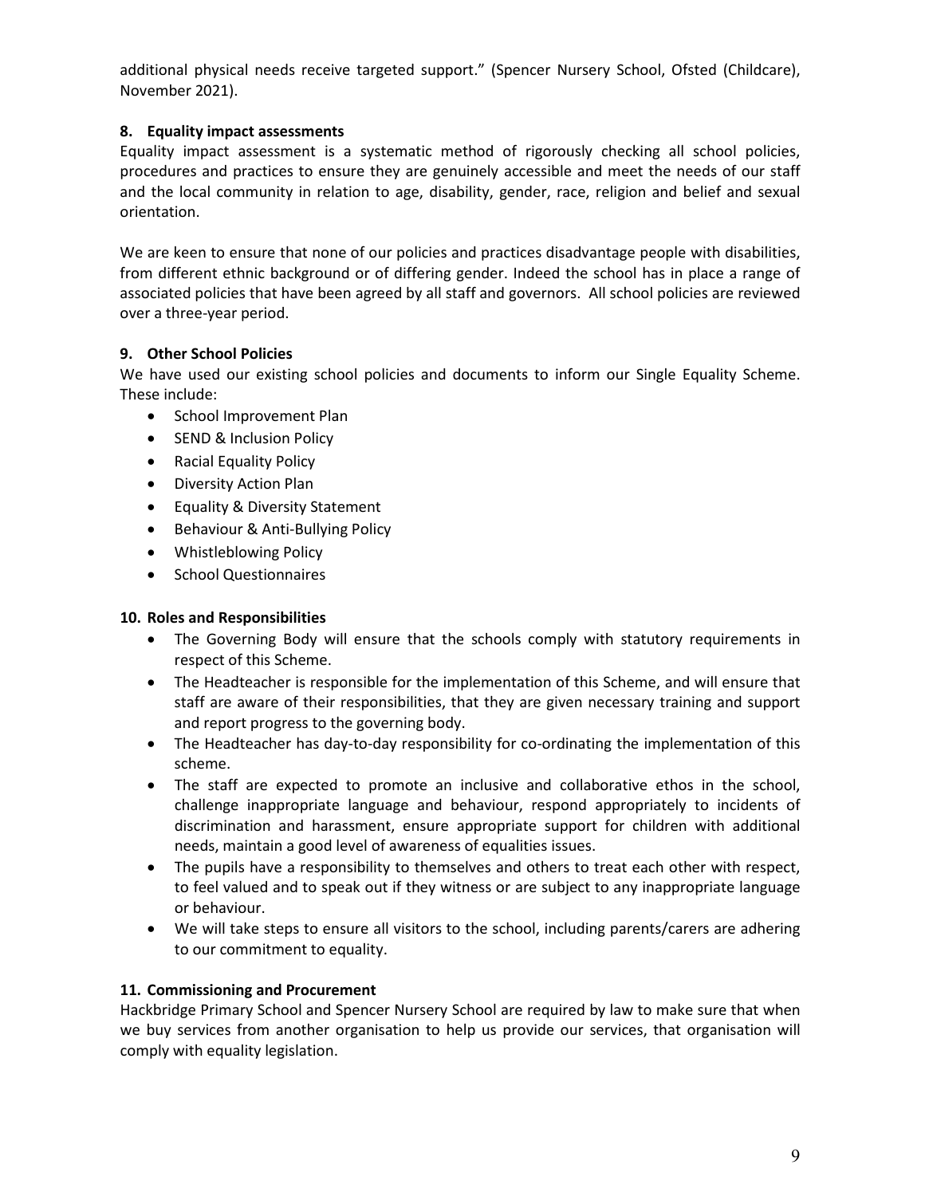additional physical needs receive targeted support." (Spencer Nursery School, Ofsted (Childcare), November 2021).

## 8. Equality impact assessments

Equality impact assessment is a systematic method of rigorously checking all school policies, procedures and practices to ensure they are genuinely accessible and meet the needs of our staff and the local community in relation to age, disability, gender, race, religion and belief and sexual orientation.

We are keen to ensure that none of our policies and practices disadvantage people with disabilities, from different ethnic background or of differing gender. Indeed the school has in place a range of associated policies that have been agreed by all staff and governors. All school policies are reviewed over a three-year period.

## 9. Other School Policies

We have used our existing school policies and documents to inform our Single Equality Scheme. These include:

- School Improvement Plan
- SEND & Inclusion Policy
- Racial Equality Policy
- Diversity Action Plan
- Equality & Diversity Statement
- Behaviour & Anti-Bullying Policy
- Whistleblowing Policy
- School Questionnaires

## 10. Roles and Responsibilities

- The Governing Body will ensure that the schools comply with statutory requirements in respect of this Scheme.
- The Headteacher is responsible for the implementation of this Scheme, and will ensure that staff are aware of their responsibilities, that they are given necessary training and support and report progress to the governing body.
- The Headteacher has day-to-day responsibility for co-ordinating the implementation of this scheme.
- The staff are expected to promote an inclusive and collaborative ethos in the school, challenge inappropriate language and behaviour, respond appropriately to incidents of discrimination and harassment, ensure appropriate support for children with additional needs, maintain a good level of awareness of equalities issues.
- The pupils have a responsibility to themselves and others to treat each other with respect, to feel valued and to speak out if they witness or are subject to any inappropriate language or behaviour.
- We will take steps to ensure all visitors to the school, including parents/carers are adhering to our commitment to equality.

## 11. Commissioning and Procurement

Hackbridge Primary School and Spencer Nursery School are required by law to make sure that when we buy services from another organisation to help us provide our services, that organisation will comply with equality legislation.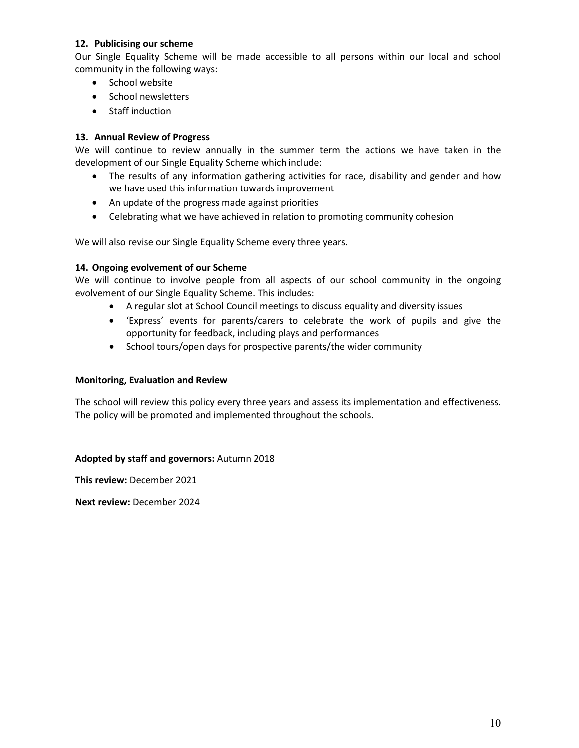## 12. Publicising our scheme

Our Single Equality Scheme will be made accessible to all persons within our local and school community in the following ways:

- School website
- School newsletters
- Staff induction

## 13. Annual Review of Progress

We will continue to review annually in the summer term the actions we have taken in the development of our Single Equality Scheme which include:

- The results of any information gathering activities for race, disability and gender and how we have used this information towards improvement
- An update of the progress made against priorities
- Celebrating what we have achieved in relation to promoting community cohesion

We will also revise our Single Equality Scheme every three years.

## 14. Ongoing evolvement of our Scheme

We will continue to involve people from all aspects of our school community in the ongoing evolvement of our Single Equality Scheme. This includes:

- A regular slot at School Council meetings to discuss equality and diversity issues
- 'Express' events for parents/carers to celebrate the work of pupils and give the opportunity for feedback, including plays and performances
- School tours/open days for prospective parents/the wider community

## Monitoring, Evaluation and Review

The school will review this policy every three years and assess its implementation and effectiveness. The policy will be promoted and implemented throughout the schools.

**Adopted by staff and governors:** Autumn 2018

**This review:** December 2021

**Next review:** December 2024